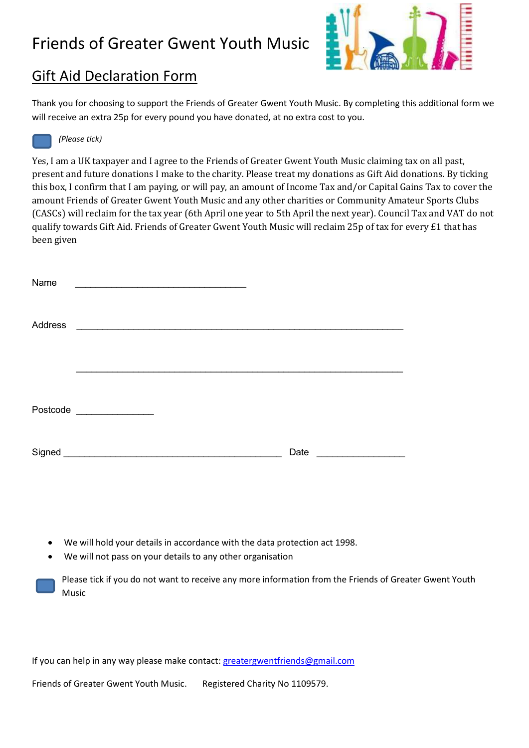# Friends of Greater Gwent Youth Music

## Gift Aid Declaration Form

Thank you for choosing to support the Friends of Greater Gwent Youth Music. By completing this additional form we will receive an extra 25p for every pound you have donated, at no extra cost to you.

☐ *(Please tick)*

Yes, I am a UK taxpayer and I agree to the Friends of Greater Gwent Youth Music claiming tax on all past, present and future donations I make to the charity. Please treat my donations as Gift Aid donations. By ticking this box, I confirm that I am paying, or will pay, an amount of Income Tax and/or Capital Gains Tax to cover the amount Friends of Greater Gwent Youth Music and any other charities or Community Amateur Sports Clubs (CASCs) will reclaim for the tax year (6th April one year to 5th April the next year). Council Tax and VAT do not qualify towards Gift Aid. Friends of Greater Gwent Youth Music will reclaim 25p of tax for every £1 that has been given

Name ___________________________________

Address ___________________________________________________________________

___________________________________________________________________

Postcode _______________

Signed _____________________________________________ Date _________________

- We will hold your details in accordance with the data protection act 1998.
- We will not pass on your details to any other organisation

☐ Please tick if you do not want to receive any more information from the Friends of Greater Gwent Youth Music

If you can help in any way please make contact: greatergwentfriends@gmail.com

Friends of Greater Gwent Youth Music. Registered Charity No 1109579.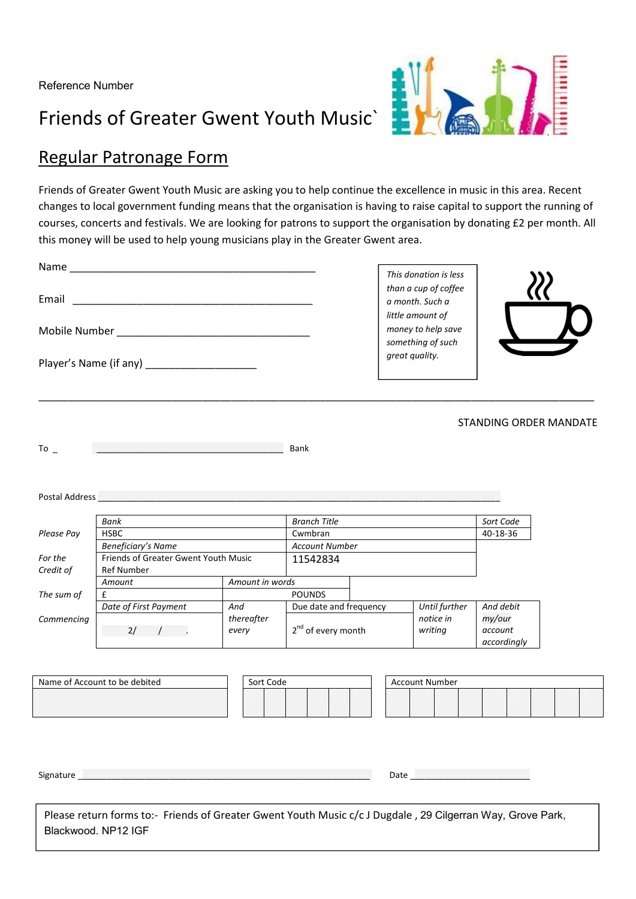Reference Number

# Friends of Greater Gwent Youth Music`

## Regular Patronage Form

Friends of Greater Gwent Youth Music are asking you to help continue the excellence in music in this area. Recent changes to local government funding means that the organisation is having to raise capital to support the running of courses, concerts and festivals. We are looking for patrons to support the organisation by donating £2 per month. All this money will be used to help young musicians play in the Greater Gwent area.

Name ________________________________________

Email ________________________________________

Mobile Number ________________________________

Player's Name (if any) ___________________

*This donation is less than a cup of coffee a month. Such a little amount of money to help save something of such great quality.*

---

STANDING ORDER MANDATE

To _ ________________________________ Bank

Postal Address ___________________________________________________________________

| | | | | | | |
|---|---|---|---|---|---|---|
| | *Bank* | | *Branch Title* | | *Sort Code* | |
| *Please Pay* | HSBC | | Cwmbran | | 40-18-36 | |
| | *Beneficiary's Name* | | *Account Number* | | | |
| *For the Credit of* | Friends of Greater Gwent Youth Music<br>Ref Number | | 11542834 | | | |
| | *Amount* | *Amount in words* | | | | |
| *The sum of* | £ | POUNDS | | | | |
| | *Date of First Payment* | *And thereafter every* | Due date and frequency | *Until further notice in writing* | *And debit my/our account accordingly* | |
| *Commencing* | 2/ / . | | 2nd of every month | | | |

| Name of Account to be debited | Sort Code | Account Number |
|---|---|---|
| | | |

Signature ________________________________________________ Date ____________________

Please return forms to:- Friends of Greater Gwent Youth Music c/c J Dugdale , 29 Cilgerran Way, Grove Park, Blackwood. NP12 IGF